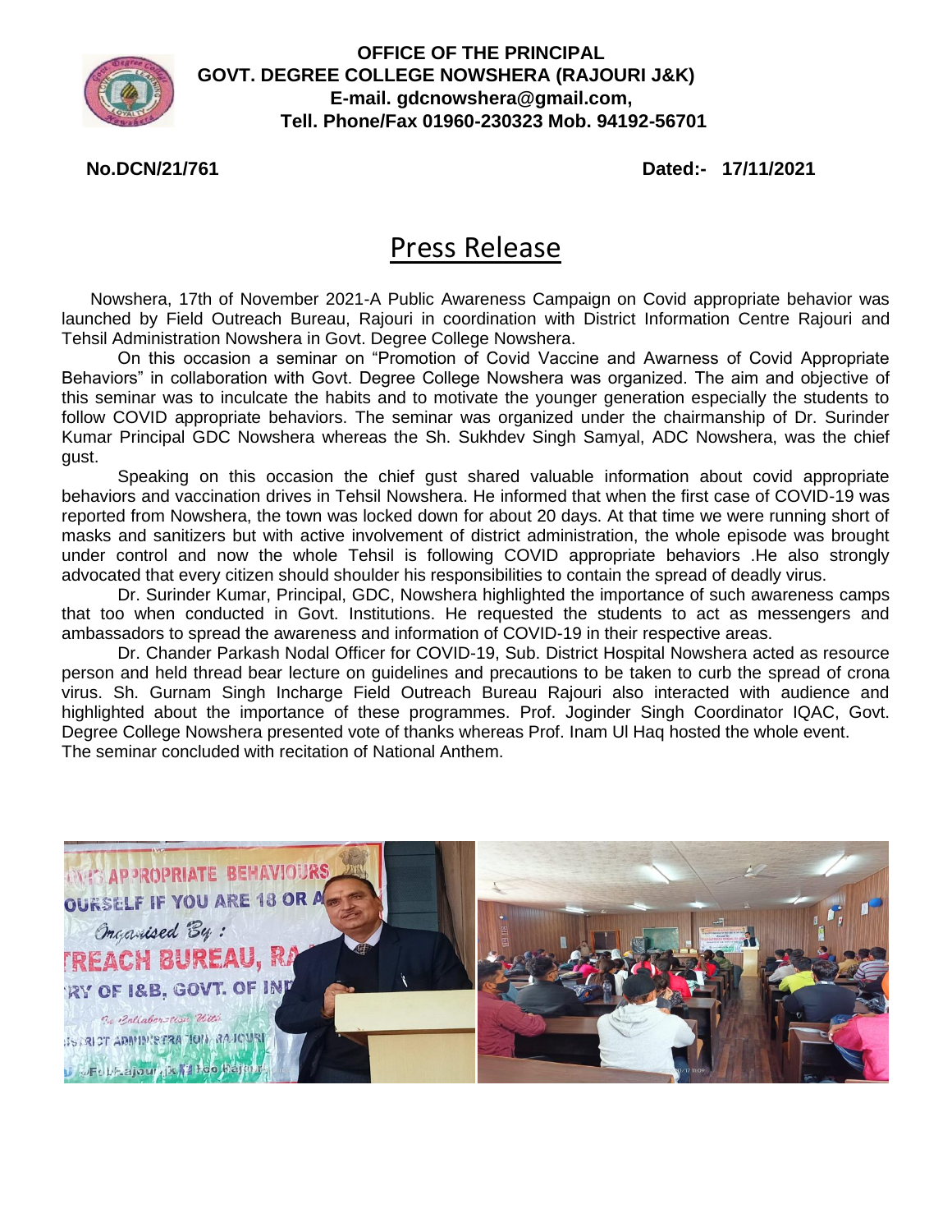**OFFICE OF THE PRINCIPAL**
**GOVT. DEGREE COLLEGE NOWSHERA (RAJOURI J&K)**
**E-mail. gdcnowshera@gmail.com,**
**Tell. Phone/Fax 01960-230323 Mob. 94192-56701**

**No.DCN/21/761** **Dated:- 17/11/2021**

# Press Release

Nowshera, 17th of November 2021-A Public Awareness Campaign on Covid appropriate behavior was launched by Field Outreach Bureau, Rajouri in coordination with District Information Centre Rajouri and Tehsil Administration Nowshera in Govt. Degree College Nowshera.

On this occasion a seminar on "Promotion of Covid Vaccine and Awarness of Covid Appropriate Behaviors" in collaboration with Govt. Degree College Nowshera was organized. The aim and objective of this seminar was to inculcate the habits and to motivate the younger generation especially the students to follow COVID appropriate behaviors. The seminar was organized under the chairmanship of Dr. Surinder Kumar Principal GDC Nowshera whereas the Sh. Sukhdev Singh Samyal, ADC Nowshera, was the chief gust.

Speaking on this occasion the chief gust shared valuable information about covid appropriate behaviors and vaccination drives in Tehsil Nowshera. He informed that when the first case of COVID-19 was reported from Nowshera, the town was locked down for about 20 days. At that time we were running short of masks and sanitizers but with active involvement of district administration, the whole episode was brought under control and now the whole Tehsil is following COVID appropriate behaviors .He also strongly advocated that every citizen should shoulder his responsibilities to contain the spread of deadly virus.

Dr. Surinder Kumar, Principal, GDC, Nowshera highlighted the importance of such awareness camps that too when conducted in Govt. Institutions. He requested the students to act as messengers and ambassadors to spread the awareness and information of COVID-19 in their respective areas.

Dr. Chander Parkash Nodal Officer for COVID-19, Sub. District Hospital Nowshera acted as resource person and held thread bear lecture on guidelines and precautions to be taken to curb the spread of crona virus. Sh. Gurnam Singh Incharge Field Outreach Bureau Rajouri also interacted with audience and highlighted about the importance of these programmes. Prof. Joginder Singh Coordinator IQAC, Govt. Degree College Nowshera presented vote of thanks whereas Prof. Inam Ul Haq hosted the whole event.
The seminar concluded with recitation of National Anthem.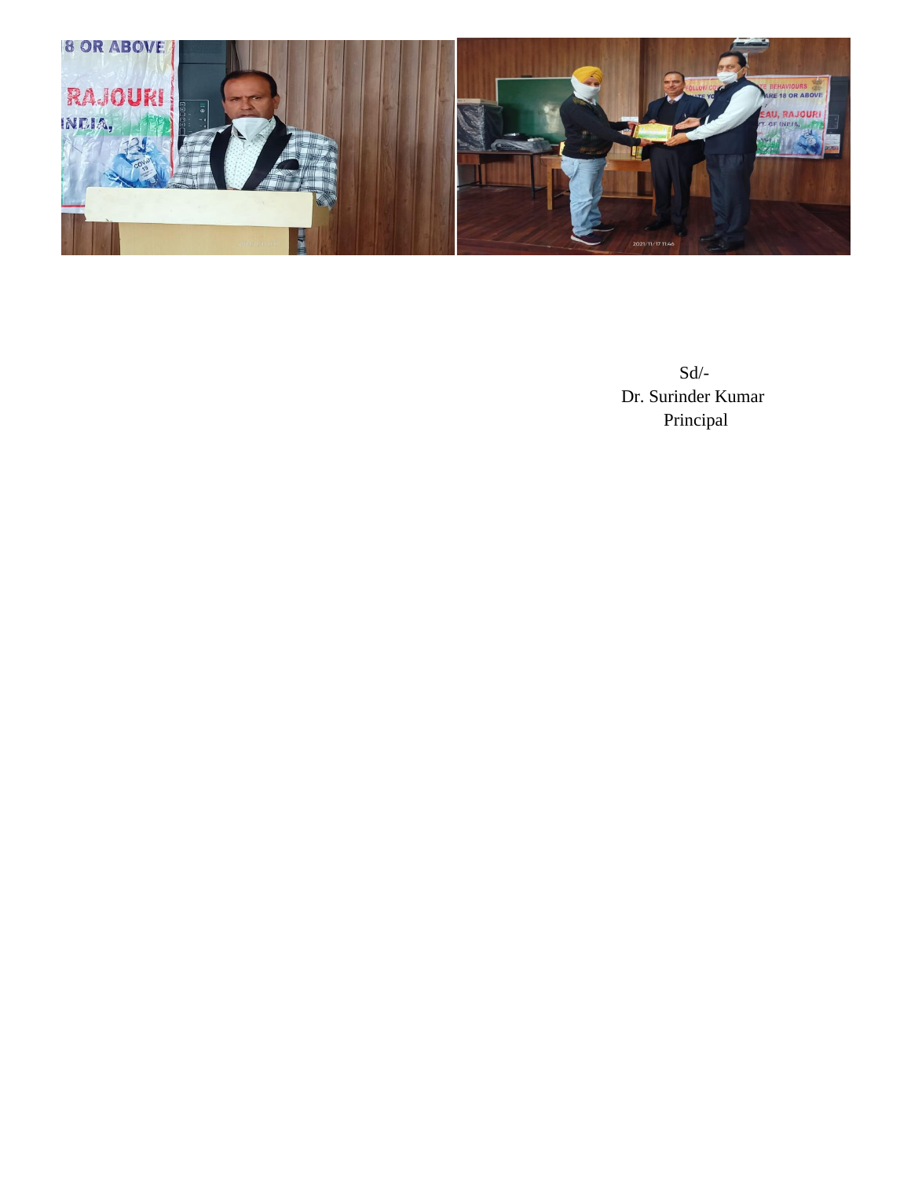Sd/-
Dr. Surinder Kumar
Principal